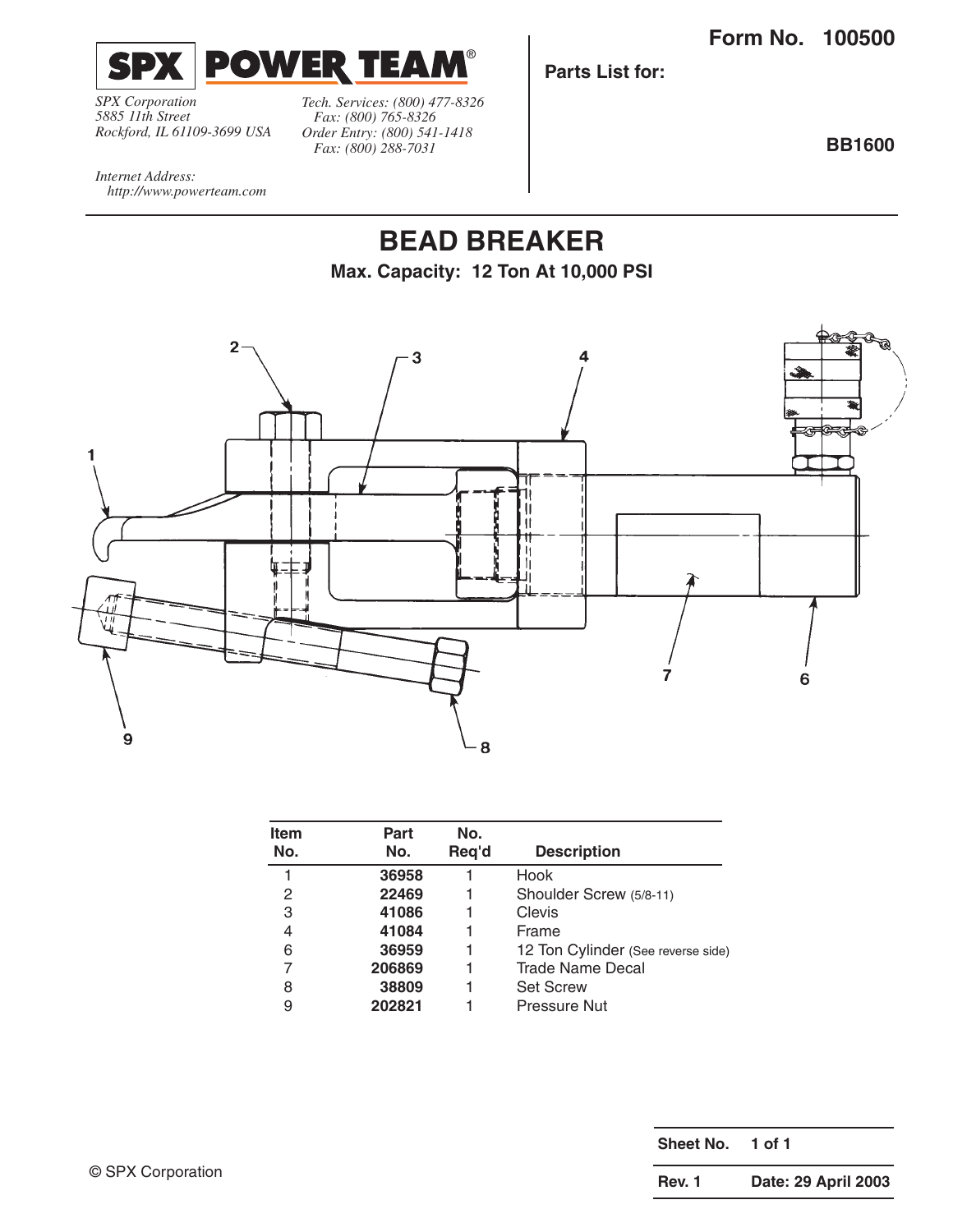**SPX POWER TEAM®**

*SPX Corporation*
*5885 11th Street*
*Rockford, IL 61109-3699 USA*

*Tech. Services: (800) 477-8326*
*Fax: (800) 765-8326*
*Order Entry: (800) 541-1418*
*Fax: (800) 288-7031*

*Internet Address:*
*http://www.powerteam.com*

**Form No. 100500**

**Parts List for:**

**BB1600**

# BEAD BREAKER

**Max. Capacity: 12 Ton At 10,000 PSI**

| Item No. | Part No. | No. Req'd | Description |
|---|---|---|---|
| 1 | **36958** | 1 | Hook |
| 2 | **22469** | 1 | Shoulder Screw (5/8-11) |
| 3 | **41086** | 1 | Clevis |
| 4 | **41084** | 1 | Frame |
| 6 | **36959** | 1 | 12 Ton Cylinder (See reverse side) |
| 7 | **206869** | 1 | Trade Name Decal |
| 8 | **38809** | 1 | Set Screw |
| 9 | **202821** | 1 | Pressure Nut |

© SPX Corporation

**Rev. 1** **Date: 29 April 2003**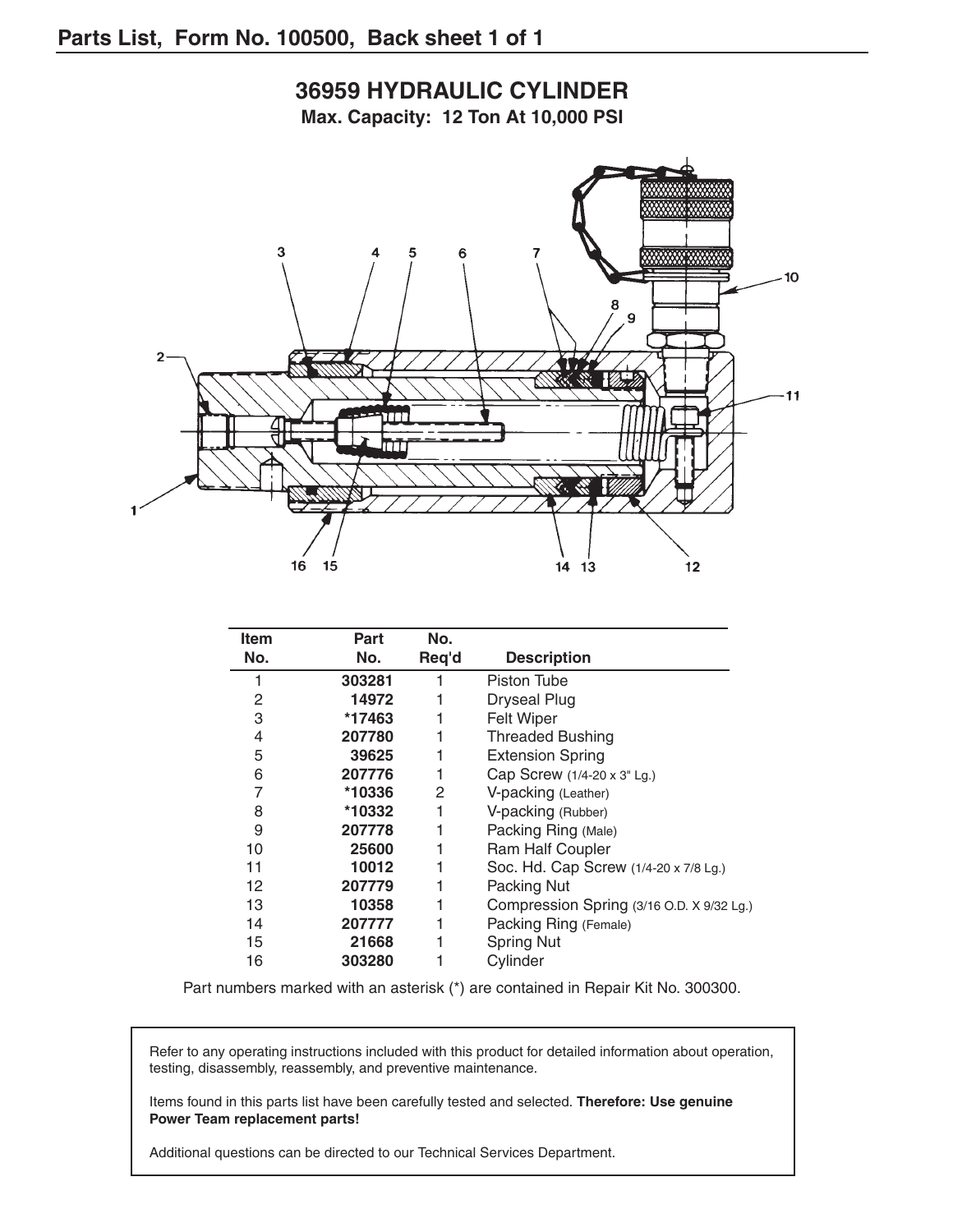## Parts List, Form No. 100500, Back sheet 1 of 1

# 36959 HYDRAULIC CYLINDER

**Max. Capacity: 12 Ton At 10,000 PSI**

| Item No. | Part No. | No. Req'd | Description |
|---|---|---|---|
| 1 | **303281** | 1 | Piston Tube |
| 2 | **14972** | 1 | Dryseal Plug |
| 3 | ***17463** | 1 | Felt Wiper |
| 4 | **207780** | 1 | Threaded Bushing |
| 5 | **39625** | 1 | Extension Spring |
| 6 | **207776** | 1 | Cap Screw (1/4-20 x 3" Lg.) |
| 7 | ***10336** | 2 | V-packing (Leather) |
| 8 | ***10332** | 1 | V-packing (Rubber) |
| 9 | **207778** | 1 | Packing Ring (Male) |
| 10 | **25600** | 1 | Ram Half Coupler |
| 11 | **10012** | 1 | Soc. Hd. Cap Screw (1/4-20 x 7/8 Lg.) |
| 12 | **207779** | 1 | Packing Nut |
| 13 | **10358** | 1 | Compression Spring (3/16 O.D. X 9/32 Lg.) |
| 14 | **207777** | 1 | Packing Ring (Female) |
| 15 | **21668** | 1 | Spring Nut |
| 16 | **303280** | 1 | Cylinder |

Part numbers marked with an asterisk (*) are contained in Repair Kit No. 300300.

Refer to any operating instructions included with this product for detailed information about operation, testing, disassembly, reassembly, and preventive maintenance.

Items found in this parts list have been carefully tested and selected. **Therefore: Use genuine Power Team replacement parts!**

Additional questions can be directed to our Technical Services Department.